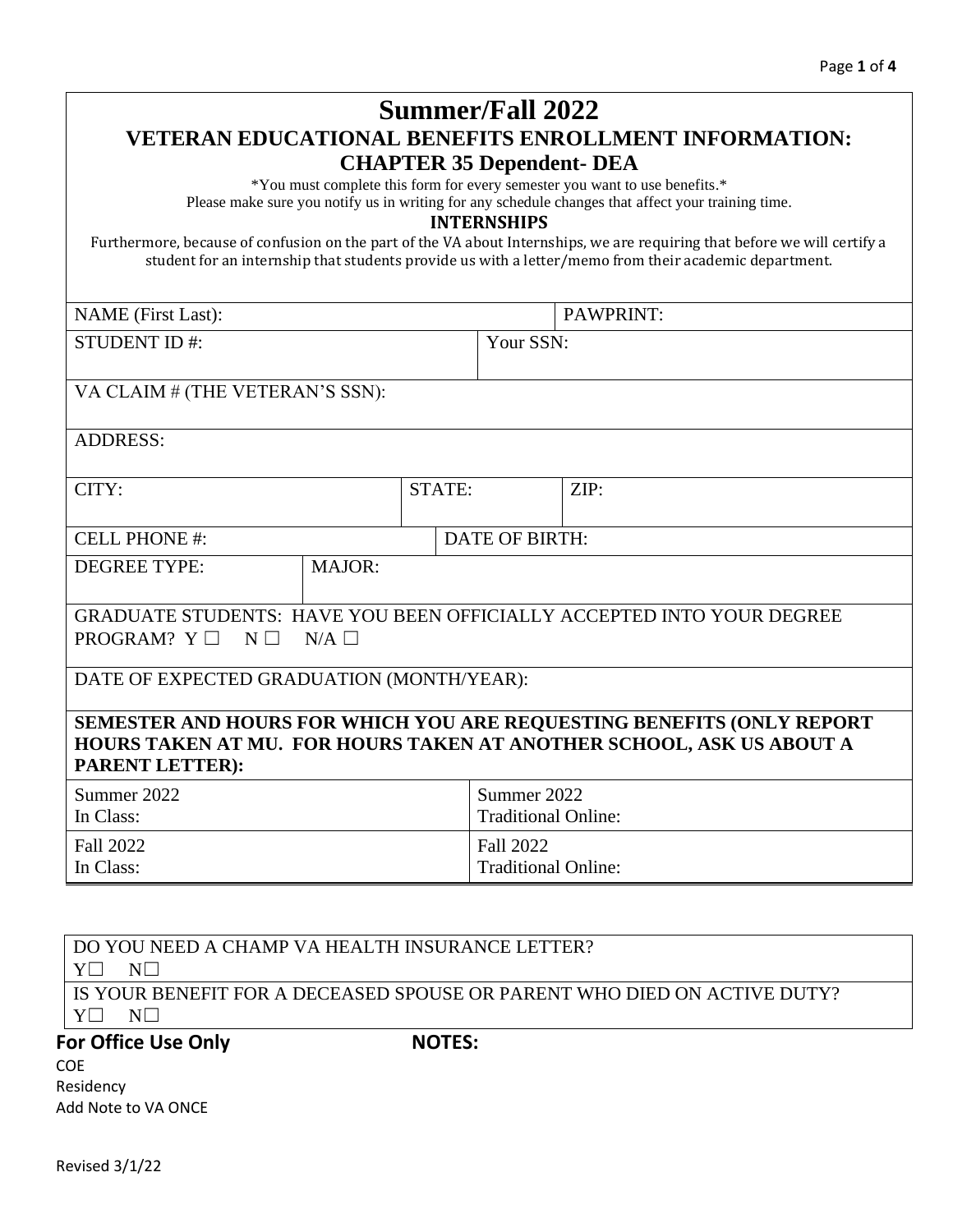# Summer/Fall 2022

## VETERAN EDUCATIONAL BENEFITS ENROLLMENT INFORMATION:
## CHAPTER 35 Dependent- DEA

*You must complete this form for every semester you want to use benefits.*

Please make sure you notify us in writing for any schedule changes that affect your training time.

### INTERNSHIPS

Furthermore, because of confusion on the part of the VA about Internships, we are requiring that before we will certify a student for an internship that students provide us with a letter/memo from their academic department.

| | |
|---|---|
| NAME (First Last): | PAWPRINT: |
| STUDENT ID #: | Your SSN: |
| VA CLAIM # (THE VETERAN'S SSN): | |
| ADDRESS: | |
| CITY: | STATE: / ZIP: |
| CELL PHONE #: | DATE OF BIRTH: |
| DEGREE TYPE: | MAJOR: |

GRADUATE STUDENTS: HAVE YOU BEEN OFFICIALLY ACCEPTED INTO YOUR DEGREE PROGRAM? Y ☐ N ☐ N/A ☐

DATE OF EXPECTED GRADUATION (MONTH/YEAR):

**SEMESTER AND HOURS FOR WHICH YOU ARE REQUESTING BENEFITS (ONLY REPORT HOURS TAKEN AT MU. FOR HOURS TAKEN AT ANOTHER SCHOOL, ASK US ABOUT A PARENT LETTER):**

| | |
|---|---|
| Summer 2022<br>In Class: | Summer 2022<br>Traditional Online: |
| Fall 2022<br>In Class: | Fall 2022<br>Traditional Online: |

DO YOU NEED A CHAMP VA HEALTH INSURANCE LETTER?
Y☐ N☐

IS YOUR BENEFIT FOR A DECEASED SPOUSE OR PARENT WHO DIED ON ACTIVE DUTY?
Y☐ N☐

**For Office Use Only** **NOTES:**

COE

Residency

Add Note to VA ONCE

Revised 3/1/22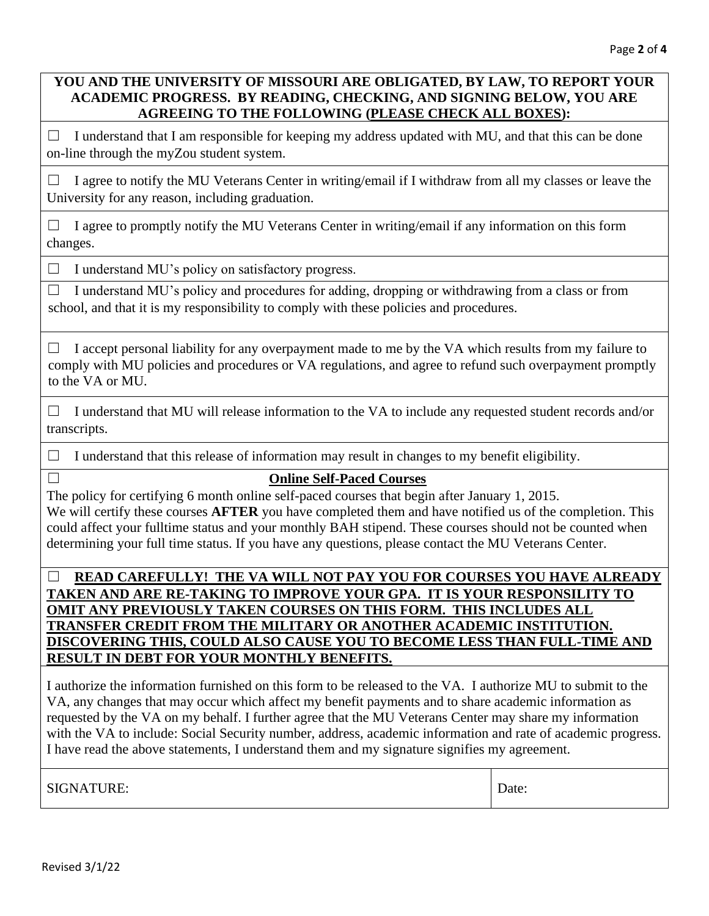**YOU AND THE UNIVERSITY OF MISSOURI ARE OBLIGATED, BY LAW, TO REPORT YOUR ACADEMIC PROGRESS. BY READING, CHECKING, AND SIGNING BELOW, YOU ARE AGREEING TO THE FOLLOWING (PLEASE CHECK ALL BOXES):**

☐ I understand that I am responsible for keeping my address updated with MU, and that this can be done on-line through the myZou student system.

☐ I agree to notify the MU Veterans Center in writing/email if I withdraw from all my classes or leave the University for any reason, including graduation.

☐ I agree to promptly notify the MU Veterans Center in writing/email if any information on this form changes.

☐ I understand MU's policy on satisfactory progress.

☐ I understand MU's policy and procedures for adding, dropping or withdrawing from a class or from school, and that it is my responsibility to comply with these policies and procedures.

☐ I accept personal liability for any overpayment made to me by the VA which results from my failure to comply with MU policies and procedures or VA regulations, and agree to refund such overpayment promptly to the VA or MU.

☐ I understand that MU will release information to the VA to include any requested student records and/or transcripts.

☐ I understand that this release of information may result in changes to my benefit eligibility.

☐ **Online Self-Paced Courses**

The policy for certifying 6 month online self-paced courses that begin after January 1, 2015.
We will certify these courses **AFTER** you have completed them and have notified us of the completion. This could affect your fulltime status and your monthly BAH stipend. These courses should not be counted when determining your full time status. If you have any questions, please contact the MU Veterans Center.

☐ **READ CAREFULLY! THE VA WILL NOT PAY YOU FOR COURSES YOU HAVE ALREADY TAKEN AND ARE RE-TAKING TO IMPROVE YOUR GPA. IT IS YOUR RESPONSILITY TO OMIT ANY PREVIOUSLY TAKEN COURSES ON THIS FORM. THIS INCLUDES ALL TRANSFER CREDIT FROM THE MILITARY OR ANOTHER ACADEMIC INSTITUTION. DISCOVERING THIS, COULD ALSO CAUSE YOU TO BECOME LESS THAN FULL-TIME AND RESULT IN DEBT FOR YOUR MONTHLY BENEFITS.**

I authorize the information furnished on this form to be released to the VA. I authorize MU to submit to the VA, any changes that may occur which affect my benefit payments and to share academic information as requested by the VA on my behalf. I further agree that the MU Veterans Center may share my information with the VA to include: Social Security number, address, academic information and rate of academic progress. I have read the above statements, I understand them and my signature signifies my agreement.

| SIGNATURE: | Date: |
|---|---|

Revised 3/1/22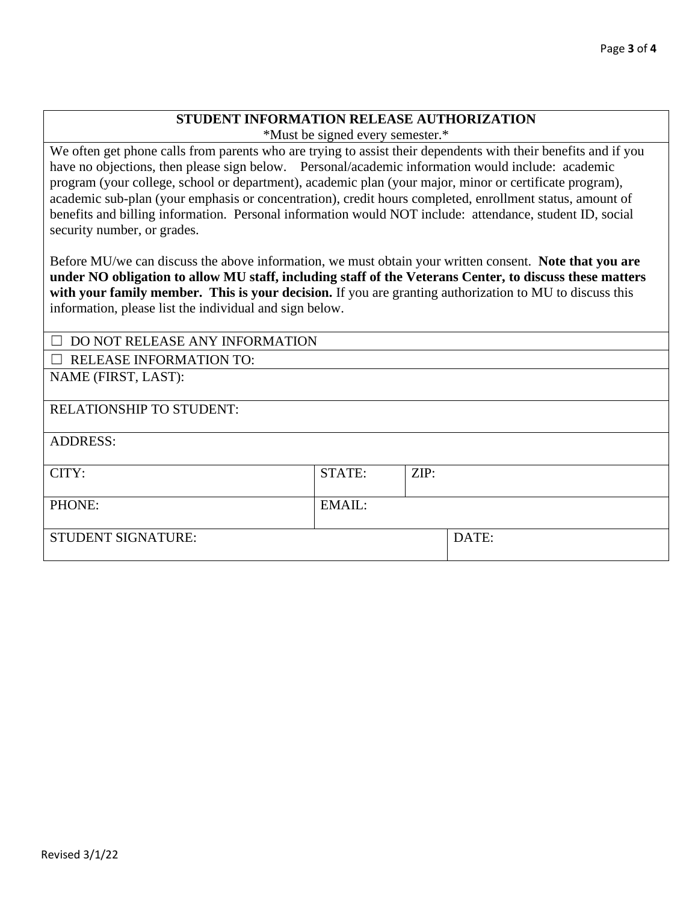## STUDENT INFORMATION RELEASE AUTHORIZATION

*Must be signed every semester.*

We often get phone calls from parents who are trying to assist their dependents with their benefits and if you have no objections, then please sign below. Personal/academic information would include: academic program (your college, school or department), academic plan (your major, minor or certificate program), academic sub-plan (your emphasis or concentration), credit hours completed, enrollment status, amount of benefits and billing information. Personal information would NOT include: attendance, student ID, social security number, or grades.

Before MU/we can discuss the above information, we must obtain your written consent. **Note that you are under NO obligation to allow MU staff, including staff of the Veterans Center, to discuss these matters with your family member. This is your decision.** If you are granting authorization to MU to discuss this information, please list the individual and sign below.

| | | | |
|---|---|---|---|
| ☐ DO NOT RELEASE ANY INFORMATION | | | |
| ☐ RELEASE INFORMATION TO: | | | |
| NAME (FIRST, LAST): | | | |
| RELATIONSHIP TO STUDENT: | | | |
| ADDRESS: | | | |
| CITY: | STATE: | ZIP: | |
| PHONE: | EMAIL: | | |
| STUDENT SIGNATURE: | | | DATE: |

Revised 3/1/22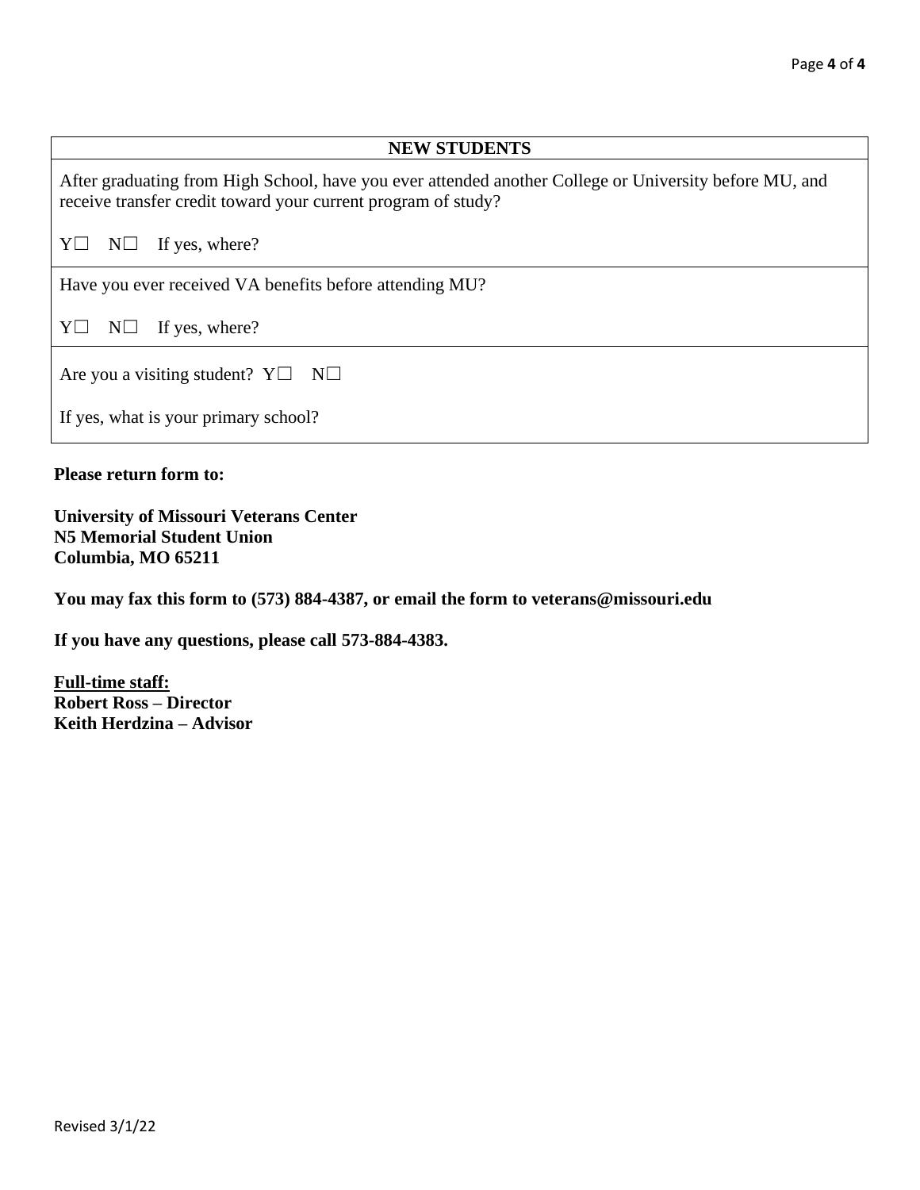| NEW STUDENTS |
| --- |
| After graduating from High School, have you ever attended another College or University before MU, and receive transfer credit toward your current program of study?<br><br>Y☐ N☐ If yes, where? |
| Have you ever received VA benefits before attending MU?<br><br>Y☐ N☐ If yes, where? |
| Are you a visiting student? Y☐ N☐<br><br>If yes, what is your primary school? |

**Please return form to:**

**University of Missouri Veterans Center**
**N5 Memorial Student Union**
**Columbia, MO 65211**

**You may fax this form to (573) 884-4387, or email the form to veterans@missouri.edu**

**If you have any questions, please call 573-884-4383.**

**<u>Full-time staff:</u>**
**Robert Ross – Director**
**Keith Herdzina – Advisor**

Revised 3/1/22